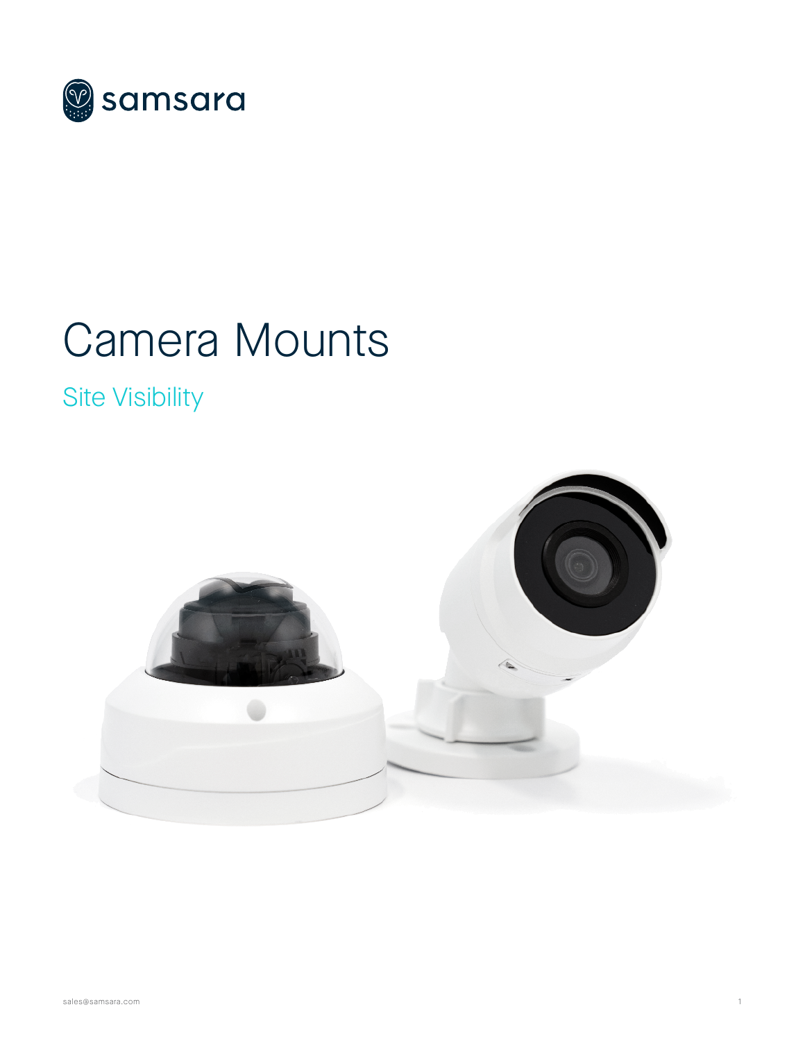samsara

# Camera Mounts

## Site Visibility

sales@samsara.com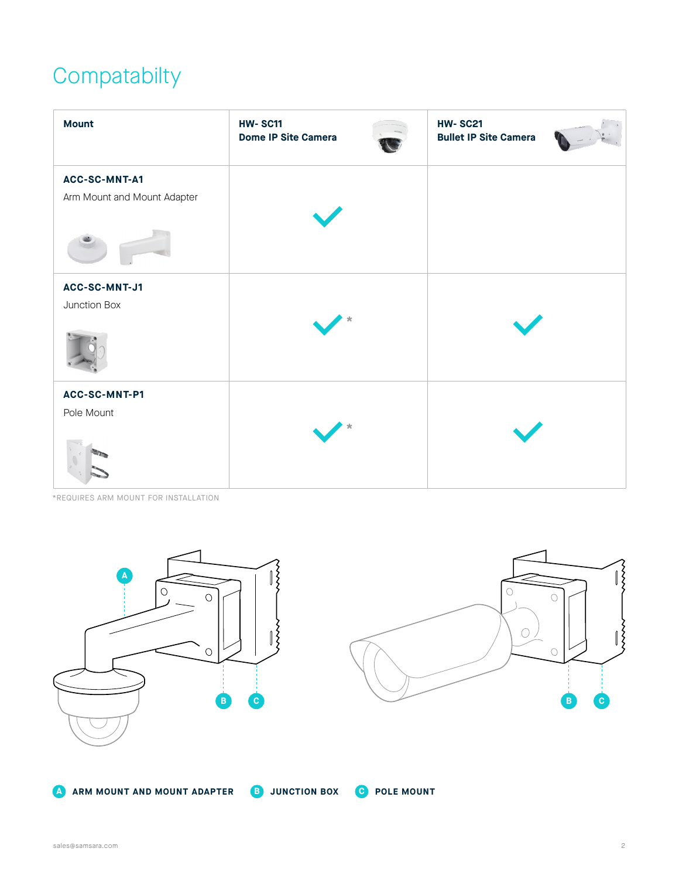# Compatabilty

| Mount | HW- SC11 Dome IP Site Camera | HW- SC21 Bullet IP Site Camera |
|---|---|---|
| **ACC-SC-MNT-A1** Arm Mount and Mount Adapter | ✓ | |
| **ACC-SC-MNT-J1** Junction Box | ✓* | ✓ |
| **ACC-SC-MNT-P1** Pole Mount | ✓* | ✓ |

*REQUIRES ARM MOUNT FOR INSTALLATION

**A** ARM MOUNT AND MOUNT ADAPTER **B** JUNCTION BOX **C** POLE MOUNT

sales@samsara.com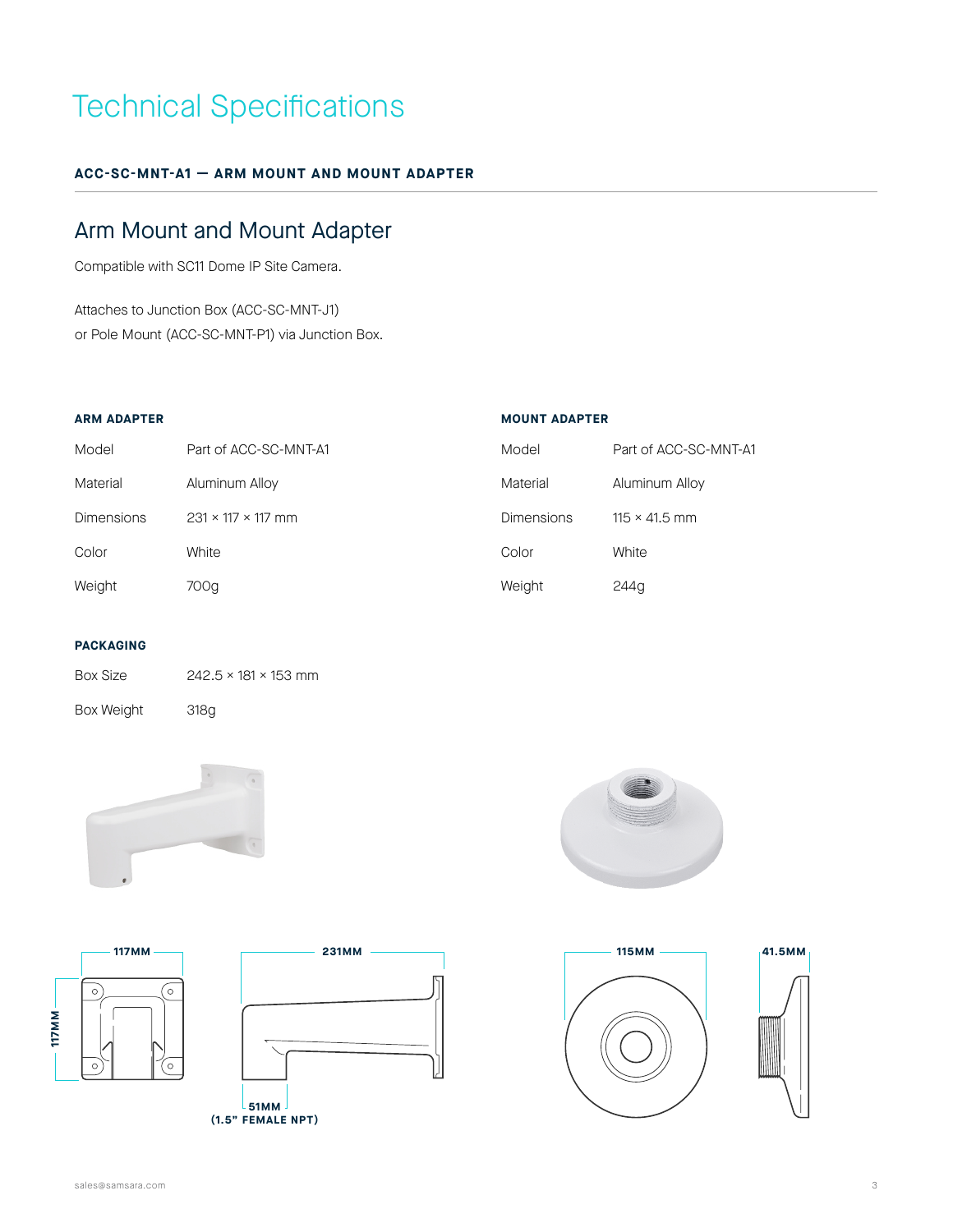# Technical Specifications

**ACC-SC-MNT-A1 — ARM MOUNT AND MOUNT ADAPTER**

## Arm Mount and Mount Adapter

Compatible with SC11 Dome IP Site Camera.

Attaches to Junction Box (ACC-SC-MNT-J1)
or Pole Mount (ACC-SC-MNT-P1) via Junction Box.

### ARM ADAPTER

| | |
|---|---|
| Model | Part of ACC-SC-MNT-A1 |
| Material | Aluminum Alloy |
| Dimensions | 231 × 117 × 117 mm |
| Color | White |
| Weight | 700g |

### MOUNT ADAPTER

| | |
|---|---|
| Model | Part of ACC-SC-MNT-A1 |
| Material | Aluminum Alloy |
| Dimensions | 115 × 41.5 mm |
| Color | White |
| Weight | 244g |

### PACKAGING

| | |
|---|---|
| Box Size | 242.5 × 181 × 153 mm |
| Box Weight | 318g |

117MM

117MM

231MM

51MM
(1.5" FEMALE NPT)

115MM

41.5MM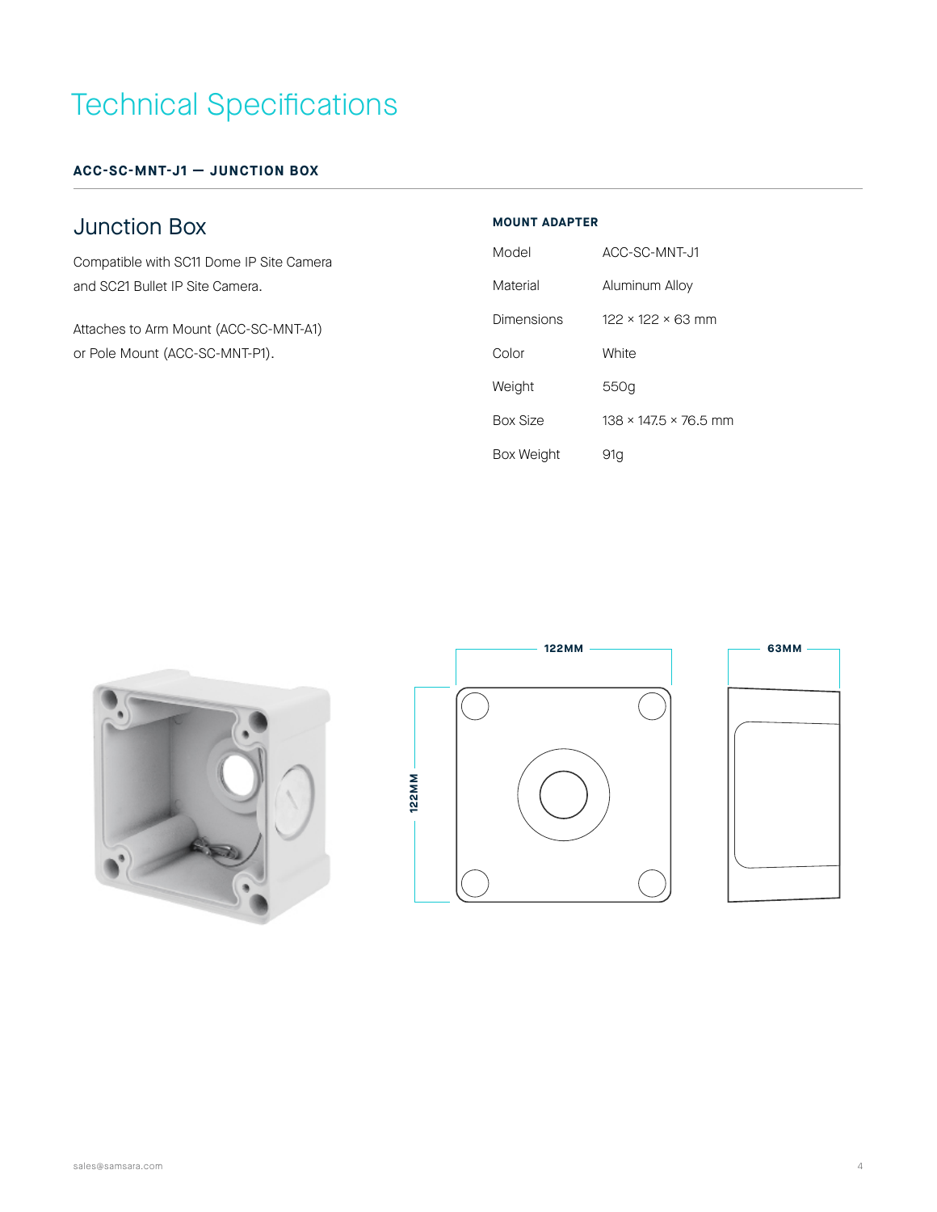# Technical Specifications

**ACC-SC-MNT-J1 — JUNCTION BOX**

## Junction Box

Compatible with SC11 Dome IP Site Camera and SC21 Bullet IP Site Camera.

Attaches to Arm Mount (ACC-SC-MNT-A1) or Pole Mount (ACC-SC-MNT-P1).

**MOUNT ADAPTER**

| | |
|---|---|
| Model | ACC-SC-MNT-J1 |
| Material | Aluminum Alloy |
| Dimensions | 122 × 122 × 63 mm |
| Color | White |
| Weight | 550g |
| Box Size | 138 × 147.5 × 76.5 mm |
| Box Weight | 91g |

122MM

122MM

63MM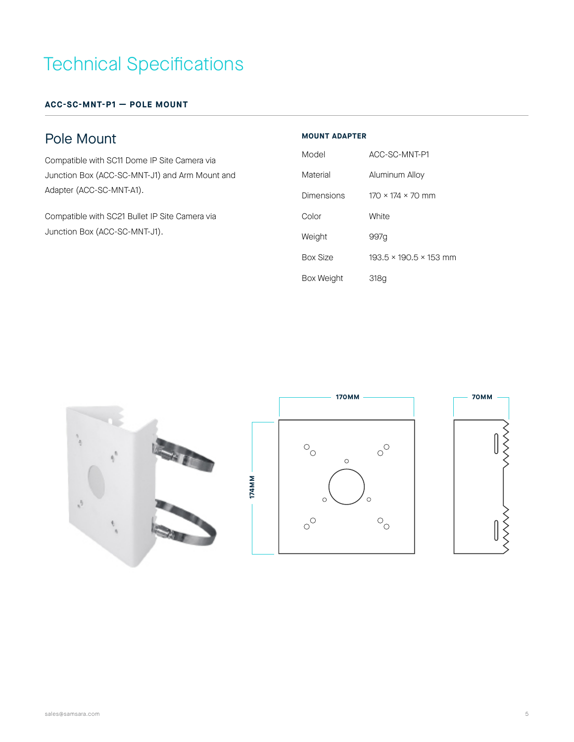# Technical Specifications

**ACC-SC-MNT-P1 — POLE MOUNT**

## Pole Mount

Compatible with SC11 Dome IP Site Camera via Junction Box (ACC-SC-MNT-J1) and Arm Mount and Adapter (ACC-SC-MNT-A1).

Compatible with SC21 Bullet IP Site Camera via Junction Box (ACC-SC-MNT-J1).

**MOUNT ADAPTER**

| | |
|---|---|
| Model | ACC-SC-MNT-P1 |
| Material | Aluminum Alloy |
| Dimensions | 170 × 174 × 70 mm |
| Color | White |
| Weight | 997g |
| Box Size | 193.5 × 190.5 × 153 mm |
| Box Weight | 318g |

170MM

174MM

70MM